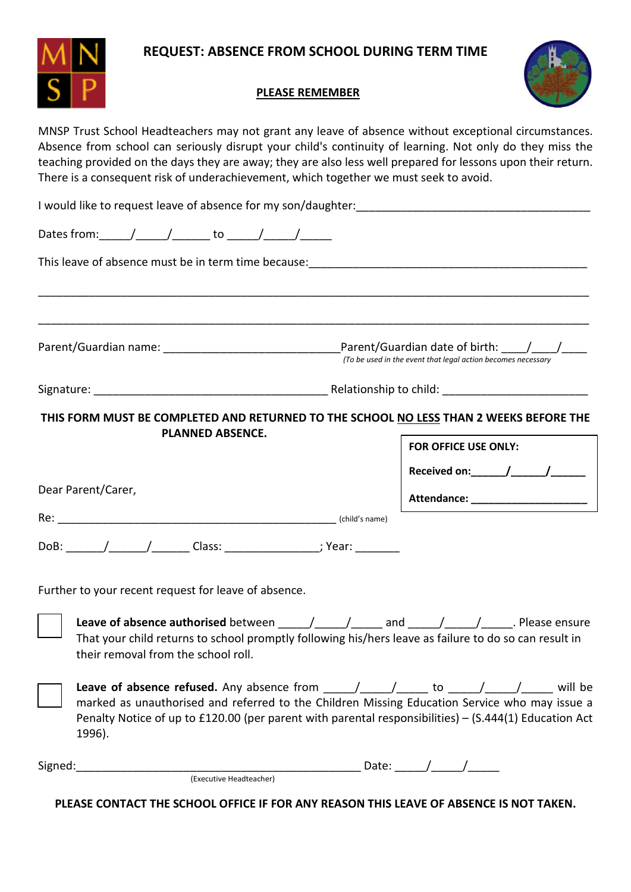# REQUEST: ABSENCE FROM SCHOOL DURING TERM TIME

**PLEASE REMEMBER**

MNSP Trust School Headteachers may not grant any leave of absence without exceptional circumstances. Absence from school can seriously disrupt your child's continuity of learning. Not only do they miss the teaching provided on the days they are away; they are also less well prepared for lessons upon their return. There is a consequent risk of underachievement, which together we must seek to avoid.

I would like to request leave of absence for my son/daughter:_____________________________________

Dates from:_____/_____/______ to _____/_____/_____

This leave of absence must be in term time because:____________________________________________

_________________________________________________________________________________________

_________________________________________________________________________________________

Parent/Guardian name: ____________________________Parent/Guardian date of birth: ____/____/____
*(To be used in the event that legal action becomes necessary*

Signature: _____________________________________ Relationship to child: ______________________

**THIS FORM MUST BE COMPLETED AND RETURNED TO THE SCHOOL NO LESS THAN 2 WEEKS BEFORE THE PLANNED ABSENCE.**

**FOR OFFICE USE ONLY:**

**Received on:**______/______/______

**Attendance:** ____________________

Dear Parent/Carer,

Re: ______________________________________________ (child's name)

DoB: ______/______/______ Class: _______________; Year: _______

Further to your recent request for leave of absence.

☐ **Leave of absence authorised** between _____/_____/_____ and _____/_____/_____. Please ensure That your child returns to school promptly following his/hers leave as failure to do so can result in their removal from the school roll.

☐ **Leave of absence refused.** Any absence from _____/_____/_____ to _____/_____/_____ will be marked as unauthorised and referred to the Children Missing Education Service who may issue a Penalty Notice of up to £120.00 (per parent with parental responsibilities) – (S.444(1) Education Act 1996).

Signed:______________________________________________ Date: _____/_____/_____
(Executive Headteacher)

**PLEASE CONTACT THE SCHOOL OFFICE IF FOR ANY REASON THIS LEAVE OF ABSENCE IS NOT TAKEN.**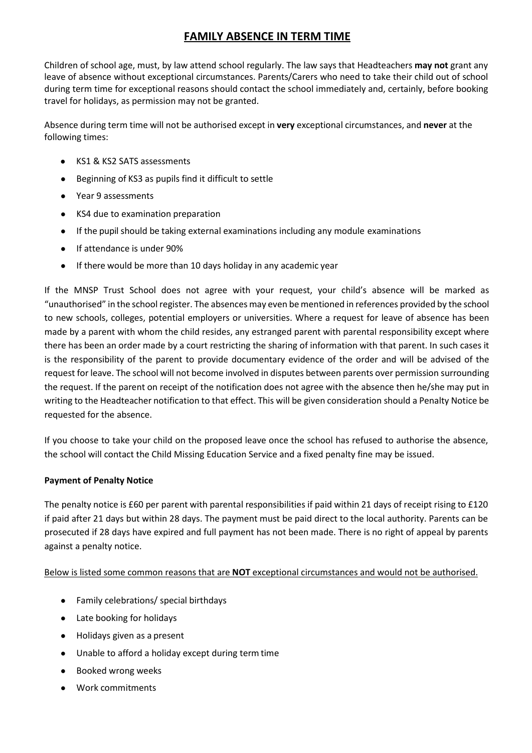# FAMILY ABSENCE IN TERM TIME

Children of school age, must, by law attend school regularly. The law says that Headteachers **may not** grant any leave of absence without exceptional circumstances. Parents/Carers who need to take their child out of school during term time for exceptional reasons should contact the school immediately and, certainly, before booking travel for holidays, as permission may not be granted.

Absence during term time will not be authorised except in **very** exceptional circumstances, and **never** at the following times:

- KS1 & KS2 SATS assessments
- Beginning of KS3 as pupils find it difficult to settle
- Year 9 assessments
- KS4 due to examination preparation
- If the pupil should be taking external examinations including any module examinations
- If attendance is under 90%
- If there would be more than 10 days holiday in any academic year

If the MNSP Trust School does not agree with your request, your child's absence will be marked as "unauthorised" in the school register. The absences may even be mentioned in references provided by the school to new schools, colleges, potential employers or universities. Where a request for leave of absence has been made by a parent with whom the child resides, any estranged parent with parental responsibility except where there has been an order made by a court restricting the sharing of information with that parent. In such cases it is the responsibility of the parent to provide documentary evidence of the order and will be advised of the request for leave. The school will not become involved in disputes between parents over permission surrounding the request. If the parent on receipt of the notification does not agree with the absence then he/she may put in writing to the Headteacher notification to that effect. This will be given consideration should a Penalty Notice be requested for the absence.

If you choose to take your child on the proposed leave once the school has refused to authorise the absence, the school will contact the Child Missing Education Service and a fixed penalty fine may be issued.

**Payment of Penalty Notice**

The penalty notice is £60 per parent with parental responsibilities if paid within 21 days of receipt rising to £120 if paid after 21 days but within 28 days. The payment must be paid direct to the local authority. Parents can be prosecuted if 28 days have expired and full payment has not been made. There is no right of appeal by parents against a penalty notice.

Below is listed some common reasons that are **NOT** exceptional circumstances and would not be authorised.

- Family celebrations/ special birthdays
- Late booking for holidays
- Holidays given as a present
- Unable to afford a holiday except during term time
- Booked wrong weeks
- Work commitments